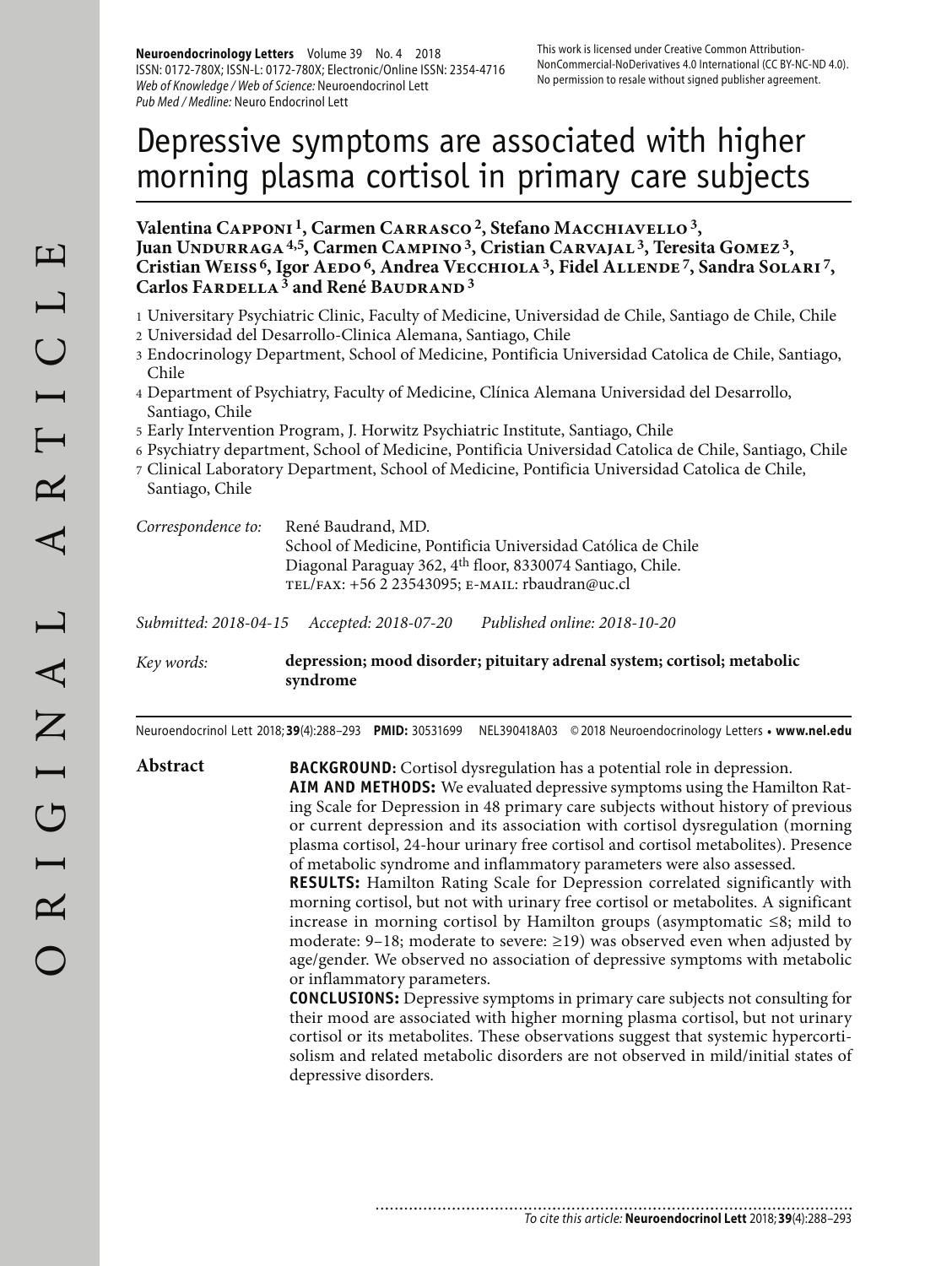# Depressive symptoms are associated with higher morning plasma cortisol in primary care subjects

**Valentina Capponi [1], Carmen Carrasco [2], Stefano Macchiavello [3], Juan Undurraga [4,5], Carmen Campino [3], Cristian Carvajal [3], Teresita Gomez [3], Cristian Weiss [6], Igor Aedo [6], Andrea Vecchiola [3], Fidel Allende [7], Sandra Solari [7], Carlos Fardella [3] and René Baudrand [3]**

1 Universitary Psychiatric Clinic, Faculty of Medicine, Universidad de Chile, Santiago de Chile, Chile
2 Universidad del Desarrollo-Clinica Alemana, Santiago, Chile
3 Endocrinology Department, School of Medicine, Pontificia Universidad Catolica de Chile, Santiago, Chile
4 Department of Psychiatry, Faculty of Medicine, Clínica Alemana Universidad del Desarrollo, Santiago, Chile
5 Early Intervention Program, J. Horwitz Psychiatric Institute, Santiago, Chile
6 Psychiatry department, School of Medicine, Pontificia Universidad Catolica de Chile, Santiago, Chile
7 Clinical Laboratory Department, School of Medicine, Pontificia Universidad Catolica de Chile, Santiago, Chile

*Correspondence to:* René Baudrand, MD.
School of Medicine, Pontificia Universidad Católica de Chile
Diagonal Paraguay 362, 4th floor, 8330074 Santiago, Chile.
TEL/FAX: +56 2 23543095; E-MAIL: rbaudran@uc.cl

*Submitted: 2018-04-15* *Accepted: 2018-07-20* *Published online: 2018-10-20*

*Key words:* **depression; mood disorder; pituitary adrenal system; cortisol; metabolic syndrome**

## Abstract

**BACKGROUND:** Cortisol dysregulation has a potential role in depression.

**AIM AND METHODS:** We evaluated depressive symptoms using the Hamilton Rating Scale for Depression in 48 primary care subjects without history of previous or current depression and its association with cortisol dysregulation (morning plasma cortisol, 24-hour urinary free cortisol and cortisol metabolites). Presence of metabolic syndrome and inflammatory parameters were also assessed.

**RESULTS:** Hamilton Rating Scale for Depression correlated significantly with morning cortisol, but not with urinary free cortisol or metabolites. A significant increase in morning cortisol by Hamilton groups (asymptomatic ≤8; mild to moderate: 9–18; moderate to severe: ≥19) was observed even when adjusted by age/gender. We observed no association of depressive symptoms with metabolic or inflammatory parameters.

**CONCLUSIONS:** Depressive symptoms in primary care subjects not consulting for their mood are associated with higher morning plasma cortisol, but not urinary cortisol or its metabolites. These observations suggest that systemic hypercortisolism and related metabolic disorders are not observed in mild/initial states of depressive disorders.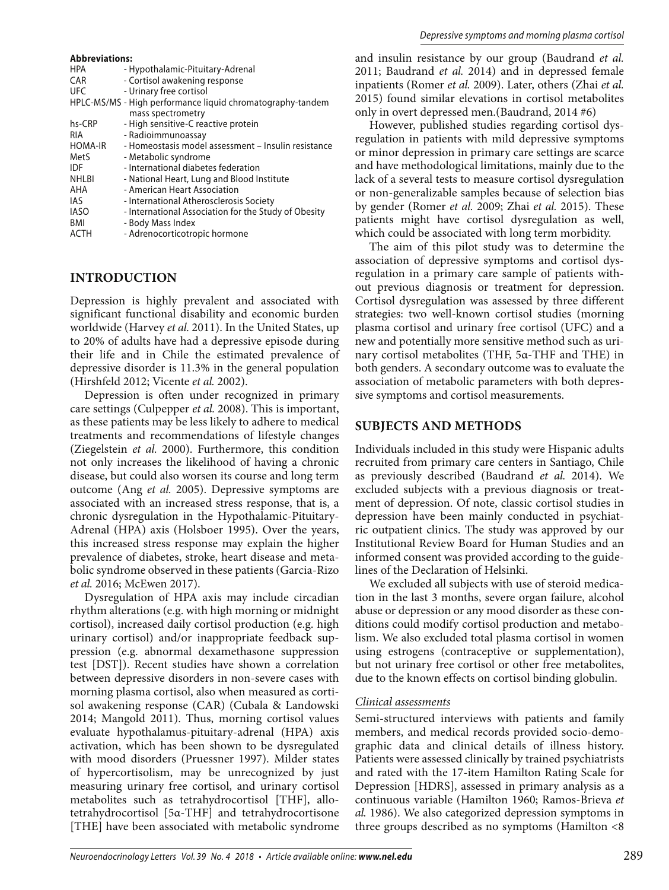**Abbreviations:**

| | |
|---|---|
| HPA | - Hypothalamic-Pituitary-Adrenal |
| CAR | - Cortisol awakening response |
| UFC | - Urinary free cortisol |
| HPLC-MS/MS | - High performance liquid chromatography-tandem mass spectrometry |
| hs-CRP | - High sensitive-C reactive protein |
| RIA | - Radioimmunoassay |
| HOMA-IR | - Homeostasis model assessment – Insulin resistance |
| MetS | - Metabolic syndrome |
| IDF | - International diabetes federation |
| NHLBI | - National Heart, Lung and Blood Institute |
| AHA | - American Heart Association |
| IAS | - International Atherosclerosis Society |
| IASO | - International Association for the Study of Obesity |
| BMI | - Body Mass Index |
| ACTH | - Adrenocorticotropic hormone |

## INTRODUCTION

Depression is highly prevalent and associated with significant functional disability and economic burden worldwide (Harvey *et al.* 2011). In the United States, up to 20% of adults have had a depressive episode during their life and in Chile the estimated prevalence of depressive disorder is 11.3% in the general population (Hirshfeld 2012; Vicente *et al.* 2002).

Depression is often under recognized in primary care settings (Culpepper *et al.* 2008). This is important, as these patients may be less likely to adhere to medical treatments and recommendations of lifestyle changes (Ziegelstein *et al.* 2000). Furthermore, this condition not only increases the likelihood of having a chronic disease, but could also worsen its course and long term outcome (Ang *et al.* 2005). Depressive symptoms are associated with an increased stress response, that is, a chronic dysregulation in the Hypothalamic-Pituitary-Adrenal (HPA) axis (Holsboer 1995). Over the years, this increased stress response may explain the higher prevalence of diabetes, stroke, heart disease and metabolic syndrome observed in these patients (Garcia-Rizo *et al.* 2016; McEwen 2017).

Dysregulation of HPA axis may include circadian rhythm alterations (e.g. with high morning or midnight cortisol), increased daily cortisol production (e.g. high urinary cortisol) and/or inappropriate feedback suppression (e.g. abnormal dexamethasone suppression test [DST]). Recent studies have shown a correlation between depressive disorders in non-severe cases with morning plasma cortisol, also when measured as cortisol awakening response (CAR) (Cubala & Landowski 2014; Mangold 2011). Thus, morning cortisol values evaluate hypothalamus-pituitary-adrenal (HPA) axis activation, which has been shown to be dysregulated with mood disorders (Pruessner 1997). Milder states of hypercortisolism, may be unrecognized by just measuring urinary free cortisol, and urinary cortisol metabolites such as tetrahydrocortisol [THF], allo-tetrahydrocortisol [5α-THF] and tetrahydrocortisone [THE] have been associated with metabolic syndrome and insulin resistance by our group (Baudrand *et al.* 2011; Baudrand *et al.* 2014) and in depressed female inpatients (Romer *et al.* 2009). Later, others (Zhai *et al.* 2015) found similar elevations in cortisol metabolites only in overt depressed men.(Baudrand, 2014 #6)

However, published studies regarding cortisol dysregulation in patients with mild depressive symptoms or minor depression in primary care settings are scarce and have methodological limitations, mainly due to the lack of a several tests to measure cortisol dysregulation or non-generalizable samples because of selection bias by gender (Romer *et al.* 2009; Zhai *et al.* 2015). These patients might have cortisol dysregulation as well, which could be associated with long term morbidity.

The aim of this pilot study was to determine the association of depressive symptoms and cortisol dysregulation in a primary care sample of patients without previous diagnosis or treatment for depression. Cortisol dysregulation was assessed by three different strategies: two well-known cortisol studies (morning plasma cortisol and urinary free cortisol (UFC) and a new and potentially more sensitive method such as urinary cortisol metabolites (THF, 5α-THF and THE) in both genders. A secondary outcome was to evaluate the association of metabolic parameters with both depressive symptoms and cortisol measurements.

## SUBJECTS AND METHODS

Individuals included in this study were Hispanic adults recruited from primary care centers in Santiago, Chile as previously described (Baudrand *et al.* 2014). We excluded subjects with a previous diagnosis or treatment of depression. Of note, classic cortisol studies in depression have been mainly conducted in psychiatric outpatient clinics. The study was approved by our Institutional Review Board for Human Studies and an informed consent was provided according to the guidelines of the Declaration of Helsinki.

We excluded all subjects with use of steroid medication in the last 3 months, severe organ failure, alcohol abuse or depression or any mood disorder as these conditions could modify cortisol production and metabolism. We also excluded total plasma cortisol in women using estrogens (contraceptive or supplementation), but not urinary free cortisol or other free metabolites, due to the known effects on cortisol binding globulin.

### *Clinical assessments*

Semi-structured interviews with patients and family members, and medical records provided socio-demographic data and clinical details of illness history. Patients were assessed clinically by trained psychiatrists and rated with the 17-item Hamilton Rating Scale for Depression [HDRS], assessed in primary analysis as a continuous variable (Hamilton 1960; Ramos-Brieva *et al.* 1986). We also categorized depression symptoms in three groups described as no symptoms (Hamilton <8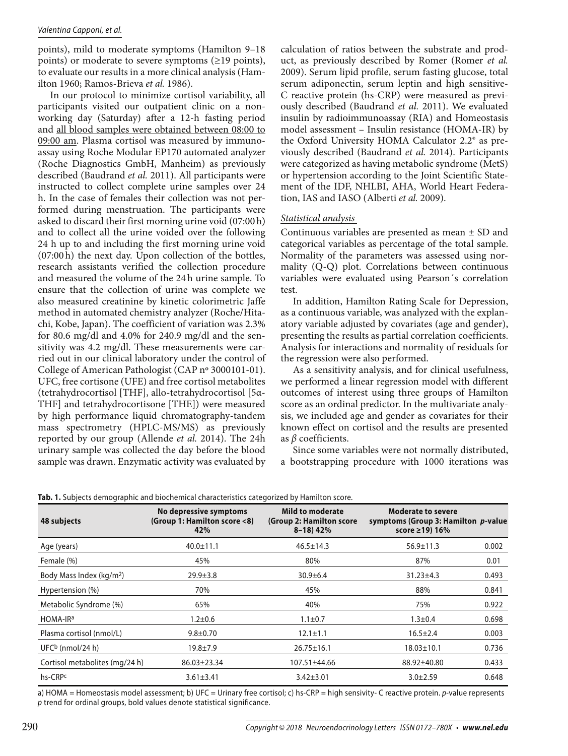points), mild to moderate symptoms (Hamilton 9–18 points) or moderate to severe symptoms (≥19 points), to evaluate our results in a more clinical analysis (Hamilton 1960; Ramos-Brieva *et al.* 1986).

In our protocol to minimize cortisol variability, all participants visited our outpatient clinic on a non-working day (Saturday) after a 12-h fasting period and all blood samples were obtained between 08:00 to 09:00 am. Plasma cortisol was measured by immunoassay using Roche Modular EP170 automated analyzer (Roche Diagnostics GmbH, Manheim) as previously described (Baudrand *et al.* 2011). All participants were instructed to collect complete urine samples over 24 h. In the case of females their collection was not performed during menstruation. The participants were asked to discard their first morning urine void (07:00 h) and to collect all the urine voided over the following 24 h up to and including the first morning urine void (07:00 h) the next day. Upon collection of the bottles, research assistants verified the collection procedure and measured the volume of the 24 h urine sample. To ensure that the collection of urine was complete we also measured creatinine by kinetic colorimetric Jaffe method in automated chemistry analyzer (Roche/Hitachi, Kobe, Japan). The coefficient of variation was 2.3% for 80.6 mg/dl and 4.0% for 240.9 mg/dl and the sensitivity was 4.2 mg/dl. These measurements were carried out in our clinical laboratory under the control of College of American Pathologist (CAP nº 3000101-01). UFC, free cortisone (UFE) and free cortisol metabolites (tetrahydrocortisol [THF], allo-tetrahydrocortisol [5α-THF] and tetrahydrocortisone [THE]) were measured by high performance liquid chromatography-tandem mass spectrometry (HPLC-MS/MS) as previously reported by our group (Allende *et al.* 2014). The 24h urinary sample was collected the day before the blood sample was drawn. Enzymatic activity was evaluated by calculation of ratios between the substrate and product, as previously described by Romer (Romer *et al.* 2009). Serum lipid profile, serum fasting glucose, total serum adiponectin, serum leptin and high sensitive-C reactive protein (hs-CRP) were measured as previously described (Baudrand *et al.* 2011). We evaluated insulin by radioimmunoassay (RIA) and Homeostasis model assessment – Insulin resistance (HOMA-IR) by the Oxford University HOMA Calculator 2.2® as previously described (Baudrand *et al.* 2014). Participants were categorized as having metabolic syndrome (MetS) or hypertension according to the Joint Scientific Statement of the IDF, NHLBI, AHA, World Heart Federation, IAS and IASO (Alberti *et al.* 2009).

### *Statistical analysis*

Continuous variables are presented as mean ± SD and categorical variables as percentage of the total sample. Normality of the parameters was assessed using normality (Q-Q) plot. Correlations between continuous variables were evaluated using Pearson´s correlation test.

In addition, Hamilton Rating Scale for Depression, as a continuous variable, was analyzed with the explanatory variable adjusted by covariates (age and gender), presenting the results as partial correlation coefficients. Analysis for interactions and normality of residuals for the regression were also performed.

As a sensitivity analysis, and for clinical usefulness, we performed a linear regression model with different outcomes of interest using three groups of Hamilton score as an ordinal predictor. In the multivariate analysis, we included age and gender as covariates for their known effect on cortisol and the results are presented as $\beta$ coefficients.

Since some variables were not normally distributed, a bootstrapping procedure with 1000 iterations was

**Tab. 1.** Subjects demographic and biochemical characteristics categorized by Hamilton score.

| 48 subjects | No depressive symptoms (Group 1: Hamilton score <8) 42% | Mild to moderate (Group 2: Hamilton score 8–18) 42% | Moderate to severe symptoms (Group 3: Hamilton score ≥19) 16% | *p*-value |
|---|---|---|---|---|
| Age (years) | 40.0±11.1 | 46.5±14.3 | 56.9±11.3 | 0.002 |
| Female (%) | 45% | 80% | 87% | 0.01 |
| Body Mass Index (kg/m²) | 29.9±3.8 | 30.9±6.4 | 31.23±4.3 | 0.493 |
| Hypertension (%) | 70% | 45% | 88% | 0.841 |
| Metabolic Syndrome (%) | 65% | 40% | 75% | 0.922 |
| HOMA-IR[a] | 1.2±0.6 | 1.1±0.7 | 1.3±0.4 | 0.698 |
| Plasma cortisol (nmol/L) | 9.8±0.70 | 12.1±1.1 | 16.5±2.4 | 0.003 |
| UFC[b] (nmol/24 h) | 19.8±7.9 | 26.75±16.1 | 18.03±10.1 | 0.736 |
| Cortisol metabolites (mg/24 h) | 86.03±23.34 | 107.51±44.66 | 88.92±40.80 | 0.433 |
| hs-CRP[c] | 3.61±3.41 | 3.42±3.01 | 3.0±2.59 | 0.648 |

a) HOMA = Homeostasis model assessment; b) UFC = Urinary free cortisol; c) hs-CRP = high sensivity- C reactive protein. *p*-value represents *p* trend for ordinal groups, bold values denote statistical significance.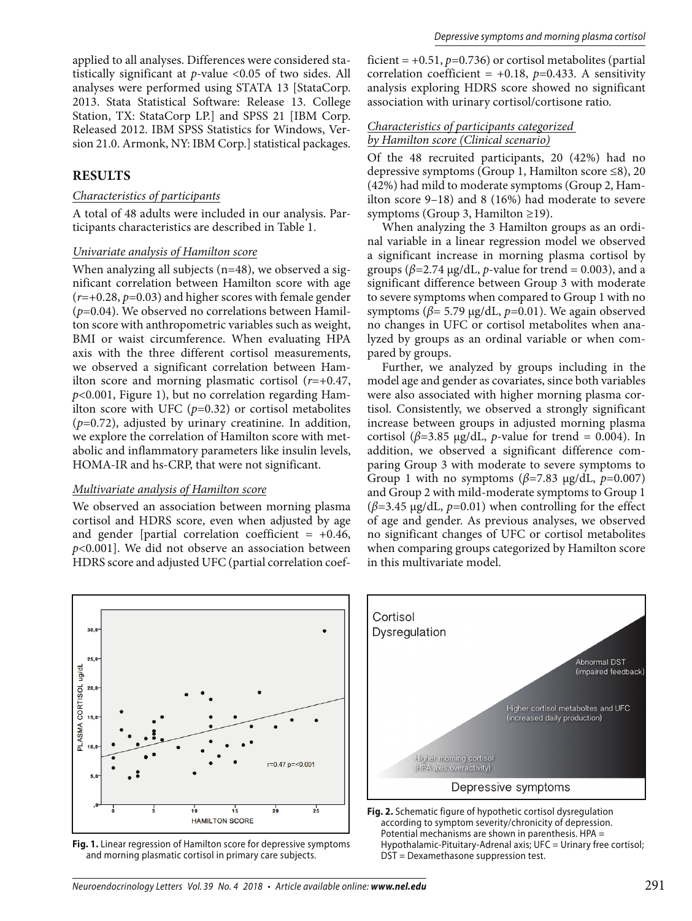applied to all analyses. Differences were considered statistically significant at $p$-value <0.05 of two sides. All analyses were performed using STATA 13 [StataCorp. 2013. Stata Statistical Software: Release 13. College Station, TX: StataCorp LP.] and SPSS 21 [IBM Corp. Released 2012. IBM SPSS Statistics for Windows, Version 21.0. Armonk, NY: IBM Corp.] statistical packages.

## RESULTS

### Characteristics of participants

A total of 48 adults were included in our analysis. Participants characteristics are described in Table 1.

### Univariate analysis of Hamilton score

When analyzing all subjects (n=48), we observed a significant correlation between Hamilton score with age ($r$=+0.28, $p$=0.03) and higher scores with female gender ($p$=0.04). We observed no correlations between Hamilton score with anthropometric variables such as weight, BMI or waist circumference. When evaluating HPA axis with the three different cortisol measurements, we observed a significant correlation between Hamilton score and morning plasmatic cortisol ($r$=+0.47, $p$<0.001, Figure 1), but no correlation regarding Hamilton score with UFC ($p$=0.32) or cortisol metabolites ($p$=0.72), adjusted by urinary creatinine. In addition, we explore the correlation of Hamilton score with metabolic and inflammatory parameters like insulin levels, HOMA-IR and hs-CRP, that were not significant.

### Multivariate analysis of Hamilton score

We observed an association between morning plasma cortisol and HDRS score, even when adjusted by age and gender [partial correlation coefficient = +0.46, $p$<0.001]. We did not observe an association between HDRS score and adjusted UFC (partial correlation coefficient = +0.51, $p$=0.736) or cortisol metabolites (partial correlation coefficient = +0.18, $p$=0.433. A sensitivity analysis exploring HDRS score showed no significant association with urinary cortisol/cortisone ratio.

### Characteristics of participants categorized by Hamilton score (Clinical scenario)

Of the 48 recruited participants, 20 (42%) had no depressive symptoms (Group 1, Hamilton score ≤8), 20 (42%) had mild to moderate symptoms (Group 2, Hamilton score 9–18) and 8 (16%) had moderate to severe symptoms (Group 3, Hamilton ≥19).

When analyzing the 3 Hamilton groups as an ordinal variable in a linear regression model we observed a significant increase in morning plasma cortisol by groups ($\beta$=2.74 μg/dL, $p$-value for trend = 0.003), and a significant difference between Group 3 with moderate to severe symptoms when compared to Group 1 with no symptoms ($\beta$= 5.79 μg/dL, $p$=0.01). We again observed no changes in UFC or cortisol metabolites when analyzed by groups as an ordinal variable or when compared by groups.

Further, we analyzed by groups including in the model age and gender as covariates, since both variables were also associated with higher morning plasma cortisol. Consistently, we observed a strongly significant increase between groups in adjusted morning plasma cortisol ($\beta$=3.85 μg/dL, $p$-value for trend = 0.004). In addition, we observed a significant difference comparing Group 3 with moderate to severe symptoms to Group 1 with no symptoms ($\beta$=7.83 μg/dL, $p$=0.007) and Group 2 with mild-moderate symptoms to Group 1 ($\beta$=3.45 μg/dL, $p$=0.01) when controlling for the effect of age and gender. As previous analyses, we observed no significant changes of UFC or cortisol metabolites when comparing groups categorized by Hamilton score in this multivariate model.

**Fig. 1.** Linear regression of Hamilton score for depressive symptoms and morning plasmatic cortisol in primary care subjects.

**Fig. 2.** Schematic figure of hypothetic cortisol dysregulation according to symptom severity/chronicity of depression. Potential mechanisms are shown in parenthesis. HPA = Hypothalamic-Pituitary-Adrenal axis; UFC = Urinary free cortisol; DST = Dexamethasone suppression test.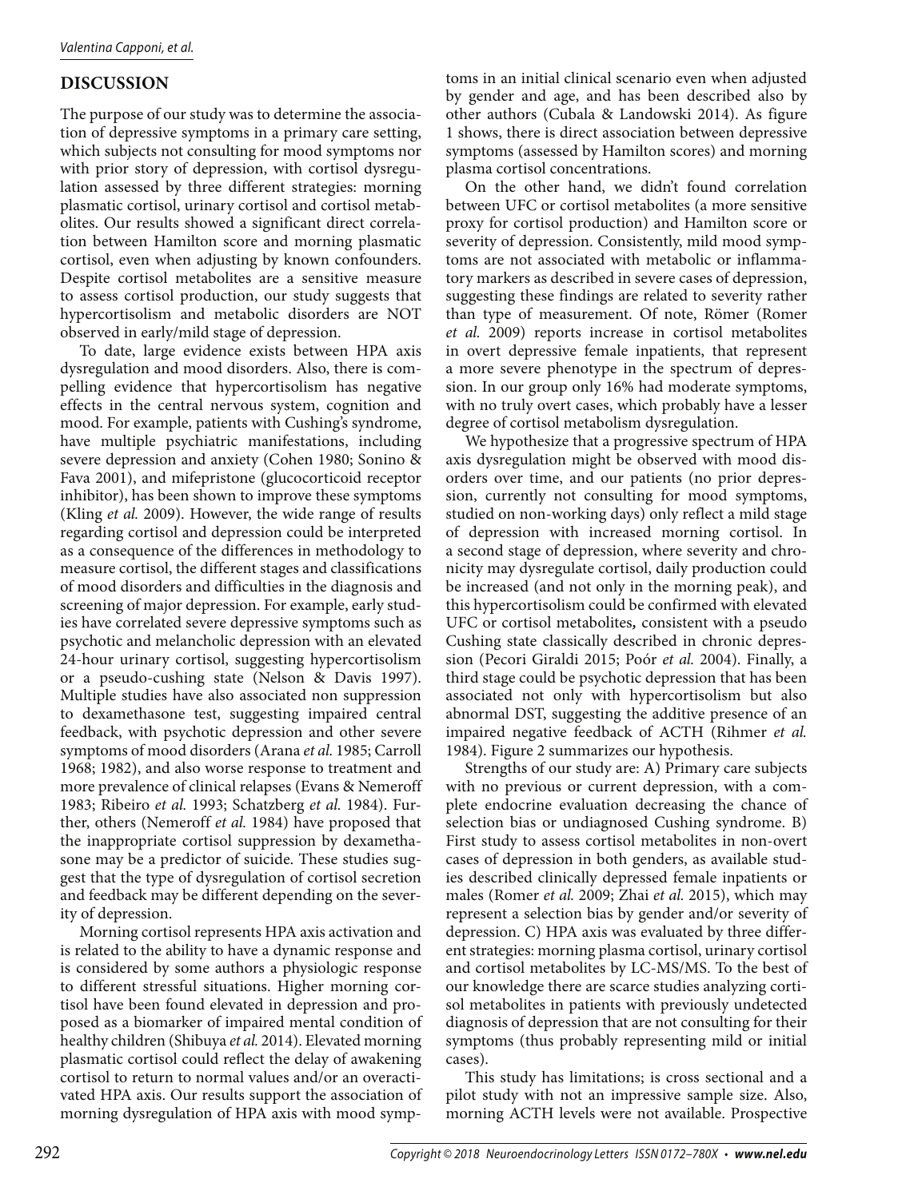## DISCUSSION

The purpose of our study was to determine the association of depressive symptoms in a primary care setting, which subjects not consulting for mood symptoms nor with prior story of depression, with cortisol dysregulation assessed by three different strategies: morning plasmatic cortisol, urinary cortisol and cortisol metabolites. Our results showed a significant direct correlation between Hamilton score and morning plasmatic cortisol, even when adjusting by known confounders. Despite cortisol metabolites are a sensitive measure to assess cortisol production, our study suggests that hypercortisolism and metabolic disorders are NOT observed in early/mild stage of depression.

To date, large evidence exists between HPA axis dysregulation and mood disorders. Also, there is compelling evidence that hypercortisolism has negative effects in the central nervous system, cognition and mood. For example, patients with Cushing's syndrome, have multiple psychiatric manifestations, including severe depression and anxiety (Cohen 1980; Sonino & Fava 2001), and mifepristone (glucocorticoid receptor inhibitor), has been shown to improve these symptoms (Kling *et al.* 2009). However, the wide range of results regarding cortisol and depression could be interpreted as a consequence of the differences in methodology to measure cortisol, the different stages and classifications of mood disorders and difficulties in the diagnosis and screening of major depression. For example, early studies have correlated severe depressive symptoms such as psychotic and melancholic depression with an elevated 24-hour urinary cortisol, suggesting hypercortisolism or a pseudo-cushing state (Nelson & Davis 1997). Multiple studies have also associated non suppression to dexamethasone test, suggesting impaired central feedback, with psychotic depression and other severe symptoms of mood disorders (Arana *et al.* 1985; Carroll 1968; 1982), and also worse response to treatment and more prevalence of clinical relapses (Evans & Nemeroff 1983; Ribeiro *et al.* 1993; Schatzberg *et al.* 1984). Further, others (Nemeroff *et al.* 1984) have proposed that the inappropriate cortisol suppression by dexamethasone may be a predictor of suicide. These studies suggest that the type of dysregulation of cortisol secretion and feedback may be different depending on the severity of depression.

Morning cortisol represents HPA axis activation and is related to the ability to have a dynamic response and is considered by some authors a physiologic response to different stressful situations. Higher morning cortisol have been found elevated in depression and proposed as a biomarker of impaired mental condition of healthy children (Shibuya *et al.* 2014). Elevated morning plasmatic cortisol could reflect the delay of awakening cortisol to return to normal values and/or an overactivated HPA axis. Our results support the association of morning dysregulation of HPA axis with mood symptoms in an initial clinical scenario even when adjusted by gender and age, and has been described also by other authors (Cubala & Landowski 2014). As figure 1 shows, there is direct association between depressive symptoms (assessed by Hamilton scores) and morning plasma cortisol concentrations.

On the other hand, we didn't found correlation between UFC or cortisol metabolites (a more sensitive proxy for cortisol production) and Hamilton score or severity of depression. Consistently, mild mood symptoms are not associated with metabolic or inflammatory markers as described in severe cases of depression, suggesting these findings are related to severity rather than type of measurement. Of note, Römer (Romer *et al.* 2009) reports increase in cortisol metabolites in overt depressive female inpatients, that represent a more severe phenotype in the spectrum of depression. In our group only 16% had moderate symptoms, with no truly overt cases, which probably have a lesser degree of cortisol metabolism dysregulation.

We hypothesize that a progressive spectrum of HPA axis dysregulation might be observed with mood disorders over time, and our patients (no prior depression, currently not consulting for mood symptoms, studied on non-working days) only reflect a mild stage of depression with increased morning cortisol. In a second stage of depression, where severity and chronicity may dysregulate cortisol, daily production could be increased (and not only in the morning peak), and this hypercortisolism could be confirmed with elevated UFC or cortisol metabolites**,** consistent with a pseudo Cushing state classically described in chronic depression (Pecori Giraldi 2015; Poór *et al.* 2004). Finally, a third stage could be psychotic depression that has been associated not only with hypercortisolism but also abnormal DST, suggesting the additive presence of an impaired negative feedback of ACTH (Rihmer *et al.* 1984). Figure 2 summarizes our hypothesis.

Strengths of our study are: A) Primary care subjects with no previous or current depression, with a complete endocrine evaluation decreasing the chance of selection bias or undiagnosed Cushing syndrome. B) First study to assess cortisol metabolites in non-overt cases of depression in both genders, as available studies described clinically depressed female inpatients or males (Romer *et al.* 2009; Zhai *et al.* 2015), which may represent a selection bias by gender and/or severity of depression. C) HPA axis was evaluated by three different strategies: morning plasma cortisol, urinary cortisol and cortisol metabolites by LC-MS/MS. To the best of our knowledge there are scarce studies analyzing cortisol metabolites in patients with previously undetected diagnosis of depression that are not consulting for their symptoms (thus probably representing mild or initial cases).

This study has limitations; is cross sectional and a pilot study with not an impressive sample size. Also, morning ACTH levels were not available. Prospective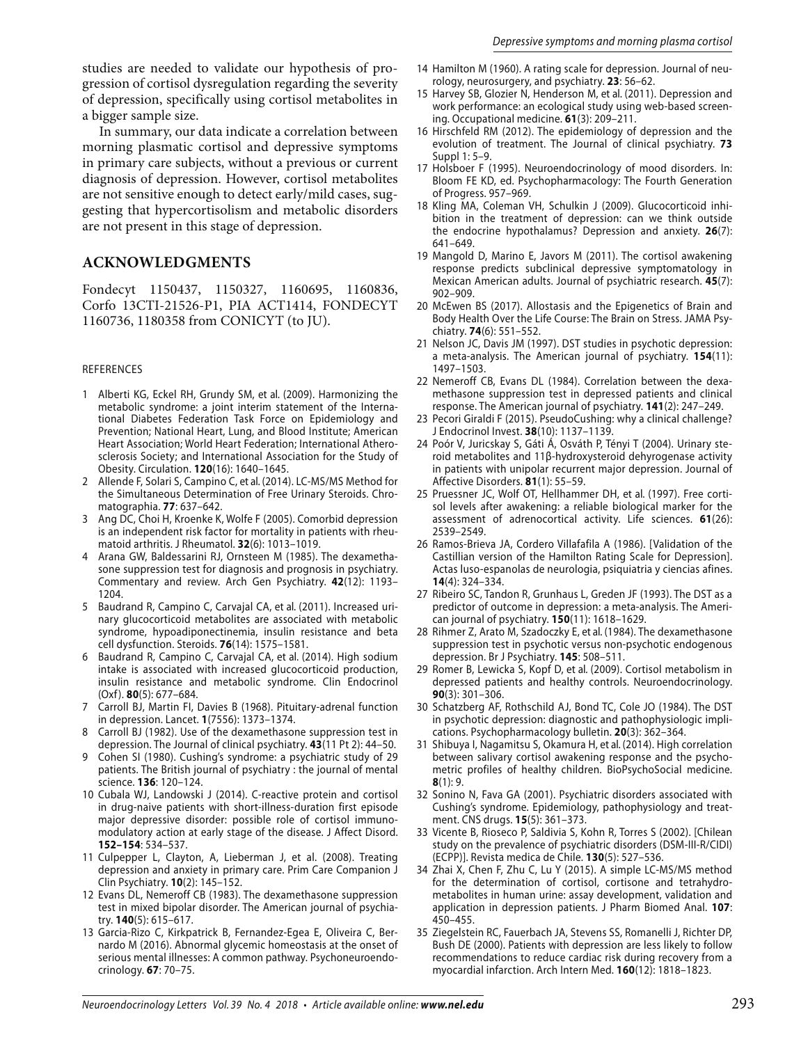studies are needed to validate our hypothesis of progression of cortisol dysregulation regarding the severity of depression, specifically using cortisol metabolites in a bigger sample size.

In summary, our data indicate a correlation between morning plasmatic cortisol and depressive symptoms in primary care subjects, without a previous or current diagnosis of depression. However, cortisol metabolites are not sensitive enough to detect early/mild cases, suggesting that hypercortisolism and metabolic disorders are not present in this stage of depression.

## ACKNOWLEDGMENTS

Fondecyt 1150437, 1150327, 1160695, 1160836, Corfo 13CTI-21526-P1, PIA ACT1414, FONDECYT 1160736, 1180358 from CONICYT (to JU).

### REFERENCES

1. Alberti KG, Eckel RH, Grundy SM, et al. (2009). Harmonizing the metabolic syndrome: a joint interim statement of the International Diabetes Federation Task Force on Epidemiology and Prevention; National Heart, Lung, and Blood Institute; American Heart Association; World Heart Federation; International Atherosclerosis Society; and International Association for the Study of Obesity. Circulation. **120**(16): 1640–1645.
2. Allende F, Solari S, Campino C, et al. (2014). LC-MS/MS Method for the Simultaneous Determination of Free Urinary Steroids. Chromatographia. **77**: 637–642.
3. Ang DC, Choi H, Kroenke K, Wolfe F (2005). Comorbid depression is an independent risk factor for mortality in patients with rheumatoid arthritis. J Rheumatol. **32**(6): 1013–1019.
4. Arana GW, Baldessarini RJ, Ornsteen M (1985). The dexamethasone suppression test for diagnosis and prognosis in psychiatry. Commentary and review. Arch Gen Psychiatry. **42**(12): 1193–1204.
5. Baudrand R, Campino C, Carvajal CA, et al. (2011). Increased urinary glucocorticoid metabolites are associated with metabolic syndrome, hypoadiponectinemia, insulin resistance and beta cell dysfunction. Steroids. **76**(14): 1575–1581.
6. Baudrand R, Campino C, Carvajal CA, et al. (2014). High sodium intake is associated with increased glucocorticoid production, insulin resistance and metabolic syndrome. Clin Endocrinol (Oxf). **80**(5): 677–684.
7. Carroll BJ, Martin FI, Davies B (1968). Pituitary-adrenal function in depression. Lancet. **1**(7556): 1373–1374.
8. Carroll BJ (1982). Use of the dexamethasone suppression test in depression. The Journal of clinical psychiatry. **43**(11 Pt 2): 44–50.
9. Cohen SI (1980). Cushing's syndrome: a psychiatric study of 29 patients. The British journal of psychiatry : the journal of mental science. **136**: 120–124.
10. Cubala WJ, Landowski J (2014). C-reactive protein and cortisol in drug-naive patients with short-illness-duration first episode major depressive disorder: possible role of cortisol immunomodulatory action at early stage of the disease. J Affect Disord. **152–154**: 534–537.
11. Culpepper L, Clayton, A, Lieberman J, et al. (2008). Treating depression and anxiety in primary care. Prim Care Companion J Clin Psychiatry. **10**(2): 145–152.
12. Evans DL, Nemeroff CB (1983). The dexamethasone suppression test in mixed bipolar disorder. The American journal of psychiatry. **140**(5): 615–617.
13. Garcia-Rizo C, Kirkpatrick B, Fernandez-Egea E, Oliveira C, Bernardo M (2016). Abnormal glycemic homeostasis at the onset of serious mental illnesses: A common pathway. Psychoneuroendocrinology. **67**: 70–75.
14. Hamilton M (1960). A rating scale for depression. Journal of neurology, neurosurgery, and psychiatry. **23**: 56–62.
15. Harvey SB, Glozier N, Henderson M, et al. (2011). Depression and work performance: an ecological study using web-based screening. Occupational medicine. **61**(3): 209–211.
16. Hirschfeld RM (2012). The epidemiology of depression and the evolution of treatment. The Journal of clinical psychiatry. **73** Suppl 1: 5–9.
17. Holsboer F (1995). Neuroendocrinology of mood disorders. In: Bloom FE KD, ed. Psychopharmacology: The Fourth Generation of Progress. 957–969.
18. Kling MA, Coleman VH, Schulkin J (2009). Glucocorticoid inhibition in the treatment of depression: can we think outside the endocrine hypothalamus? Depression and anxiety. **26**(7): 641–649.
19. Mangold D, Marino E, Javors M (2011). The cortisol awakening response predicts subclinical depressive symptomatology in Mexican American adults. Journal of psychiatric research. **45**(7): 902–909.
20. McEwen BS (2017). Allostasis and the Epigenetics of Brain and Body Health Over the Life Course: The Brain on Stress. JAMA Psychiatry. **74**(6): 551–552.
21. Nelson JC, Davis JM (1997). DST studies in psychotic depression: a meta-analysis. The American journal of psychiatry. **154**(11): 1497–1503.
22. Nemeroff CB, Evans DL (1984). Correlation between the dexamethasone suppression test in depressed patients and clinical response. The American journal of psychiatry. **141**(2): 247–249.
23. Pecori Giraldi F (2015). PseudoCushing: why a clinical challenge? J Endocrinol Invest. **38**(10): 1137–1139.
24. Poór V, Juricskay S, Gáti Á, Osváth P, Tényi T (2004). Urinary steroid metabolites and 11β-hydroxysteroid dehyrogenase activity in patients with unipolar recurrent major depression. Journal of Affective Disorders. **81**(1): 55–59.
25. Pruessner JC, Wolf OT, Hellhammer DH, et al. (1997). Free cortisol levels after awakening: a reliable biological marker for the assessment of adrenocortical activity. Life sciences. **61**(26): 2539–2549.
26. Ramos-Brieva JA, Cordero Villafafila A (1986). [Validation of the Castillian version of the Hamilton Rating Scale for Depression]. Actas luso-espanolas de neurologia, psiquiatria y ciencias afines. **14**(4): 324–334.
27. Ribeiro SC, Tandon R, Grunhaus L, Greden JF (1993). The DST as a predictor of outcome in depression: a meta-analysis. The American journal of psychiatry. **150**(11): 1618–1629.
28. Rihmer Z, Arato M, Szadoczky E, et al. (1984). The dexamethasone suppression test in psychotic versus non-psychotic endogenous depression. Br J Psychiatry. **145**: 508–511.
29. Romer B, Lewicka S, Kopf D, et al. (2009). Cortisol metabolism in depressed patients and healthy controls. Neuroendocrinology. **90**(3): 301–306.
30. Schatzberg AF, Rothschild AJ, Bond TC, Cole JO (1984). The DST in psychotic depression: diagnostic and pathophysiologic implications. Psychopharmacology bulletin. **20**(3): 362–364.
31. Shibuya I, Nagamitsu S, Okamura H, et al. (2014). High correlation between salivary cortisol awakening response and the psychometric profiles of healthy children. BioPsychoSocial medicine. **8**(1): 9.
32. Sonino N, Fava GA (2001). Psychiatric disorders associated with Cushing's syndrome. Epidemiology, pathophysiology and treatment. CNS drugs. **15**(5): 361–373.
33. Vicente B, Rioseco P, Saldivia S, Kohn R, Torres S (2002). [Chilean study on the prevalence of psychiatric disorders (DSM-III-R/CIDI) (ECPP)]. Revista medica de Chile. **130**(5): 527–536.
34. Zhai X, Chen F, Zhu C, Lu Y (2015). A simple LC-MS/MS method for the determination of cortisol, cortisone and tetrahydro-metabolites in human urine: assay development, validation and application in depression patients. J Pharm Biomed Anal. **107**: 450–455.
35. Ziegelstein RC, Fauerbach JA, Stevens SS, Romanelli J, Richter DP, Bush DE (2000). Patients with depression are less likely to follow recommendations to reduce cardiac risk during recovery from a myocardial infarction. Arch Intern Med. **160**(12): 1818–1823.